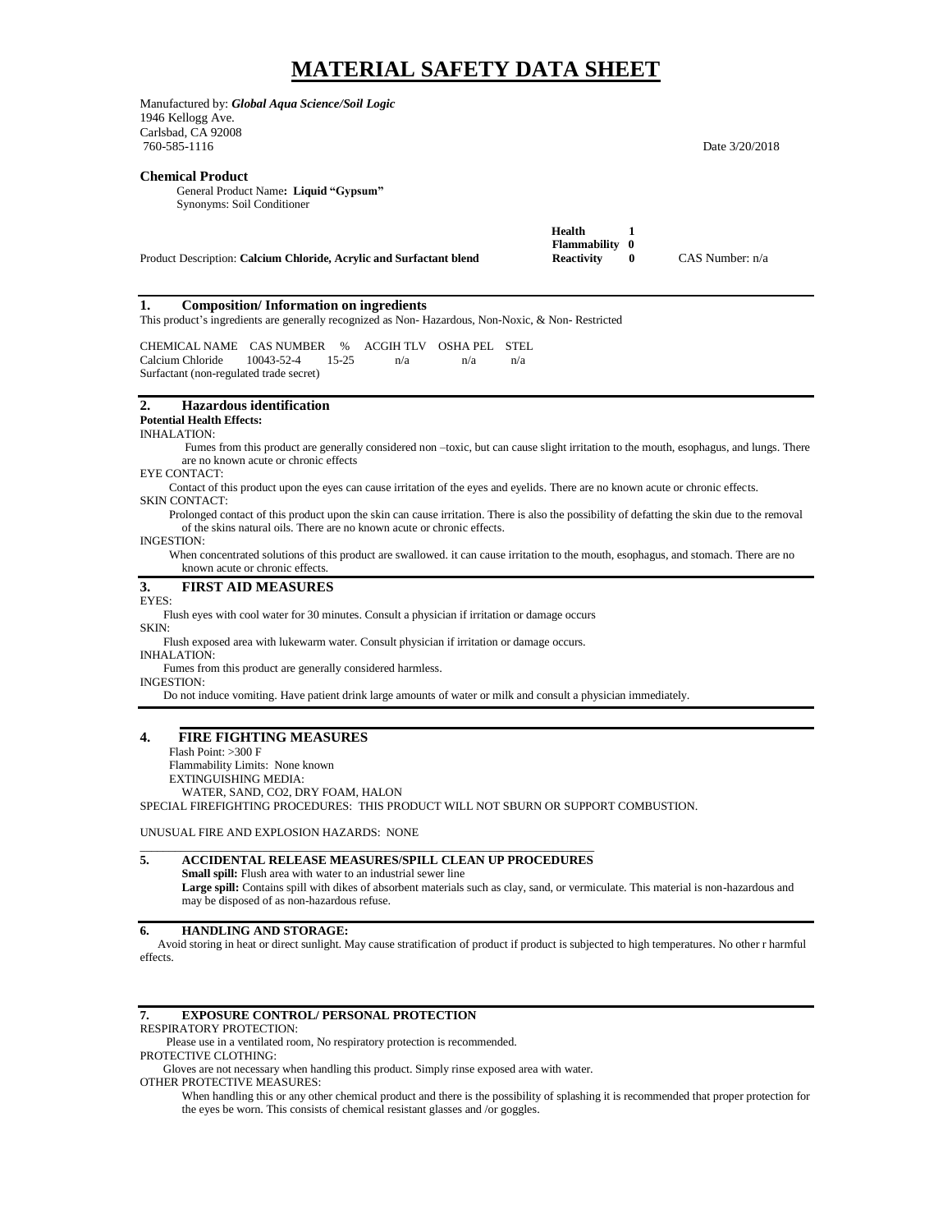# MATERIAL SAFETY DATA SHEET

Manufactured by: ***Global Aqua Science/Soil Logic***
1946 Kellogg Ave.
Carlsbad, CA 92008
760-585-1116

Date 3/20/2018

**Chemical Product**

General Product Name**: Liquid "Gypsum"**
Synonyms: Soil Conditioner

Product Description: **Calcium Chloride, Acrylic and Surfactant blend**

| | |
|---|---|
| **Health** | **1** |
| **Flammability** | **0** |
| **Reactivity** | **0** |

CAS Number: n/a

## 1. Composition/ Information on ingredients

This product's ingredients are generally recognized as Non- Hazardous, Non-Noxic, & Non- Restricted

| CHEMICAL NAME | CAS NUMBER | % | ACGIH TLV | OSHA PEL | STEL |
|---|---|---|---|---|---|
| Calcium Chloride | 10043-52-4 | 15-25 | n/a | n/a | n/a |
| Surfactant (non-regulated trade secret) | | | | | |

## 2. Hazardous identification

**Potential Health Effects:**

INHALATION:
Fumes from this product are generally considered non –toxic, but can cause slight irritation to the mouth, esophagus, and lungs. There are no known acute or chronic effects

EYE CONTACT:
Contact of this product upon the eyes can cause irritation of the eyes and eyelids. There are no known acute or chronic effects.

SKIN CONTACT:
Prolonged contact of this product upon the skin can cause irritation. There is also the possibility of defatting the skin due to the removal of the skins natural oils. There are no known acute or chronic effects.

INGESTION:
When concentrated solutions of this product are swallowed. it can cause irritation to the mouth, esophagus, and stomach. There are no known acute or chronic effects.

## 3. FIRST AID MEASURES

EYES:
Flush eyes with cool water for 30 minutes. Consult a physician if irritation or damage occurs

SKIN:
Flush exposed area with lukewarm water. Consult physician if irritation or damage occurs.

INHALATION:
Fumes from this product are generally considered harmless.

INGESTION:
Do not induce vomiting. Have patient drink large amounts of water or milk and consult a physician immediately.

## 4. FIRE FIGHTING MEASURES

Flash Point: >300 F
Flammability Limits: None known
EXTINGUISHING MEDIA:
WATER, SAND, CO2, DRY FOAM, HALON

SPECIAL FIREFIGHTING PROCEDURES: THIS PRODUCT WILL NOT SBURN OR SUPPORT COMBUSTION.

UNUSUAL FIRE AND EXPLOSION HAZARDS: NONE

## 5. ACCIDENTAL RELEASE MEASURES/SPILL CLEAN UP PROCEDURES

**Small spill:** Flush area with water to an industrial sewer line

**Large spill:** Contains spill with dikes of absorbent materials such as clay, sand, or vermiculate. This material is non-hazardous and may be disposed of as non-hazardous refuse.

## 6. HANDLING AND STORAGE:

Avoid storing in heat or direct sunlight. May cause stratification of product if product is subjected to high temperatures. No other r harmful effects.

## 7. EXPOSURE CONTROL/ PERSONAL PROTECTION

RESPIRATORY PROTECTION:
Please use in a ventilated room, No respiratory protection is recommended.

PROTECTIVE CLOTHING:
Gloves are not necessary when handling this product. Simply rinse exposed area with water.

OTHER PROTECTIVE MEASURES:
When handling this or any other chemical product and there is the possibility of splashing it is recommended that proper protection for the eyes be worn. This consists of chemical resistant glasses and /or goggles.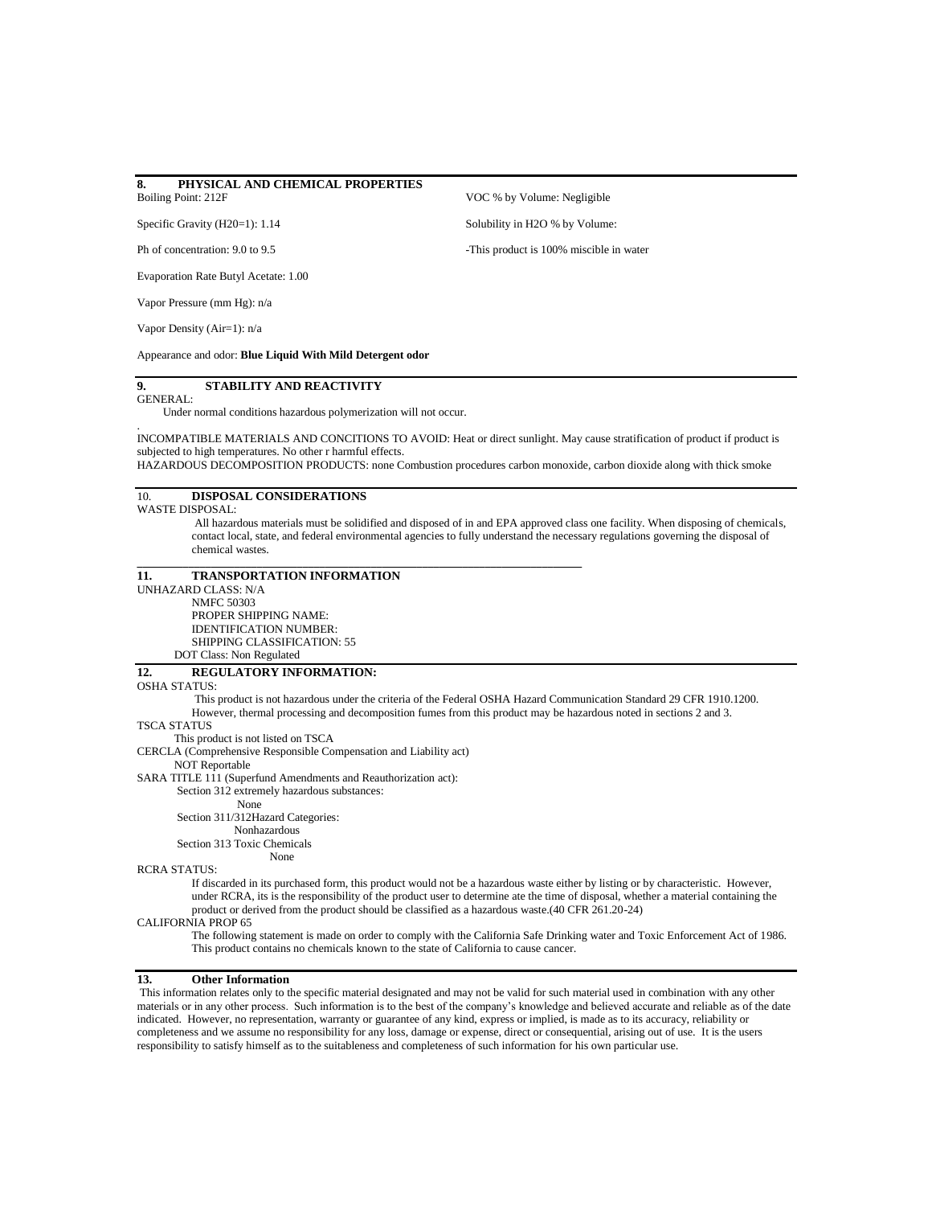## 8. PHYSICAL AND CHEMICAL PROPERTIES

Boiling Point: 212F

Specific Gravity (H20=1): 1.14

Ph of concentration: 9.0 to 9.5

Evaporation Rate Butyl Acetate: 1.00

Vapor Pressure (mm Hg): n/a

Vapor Density (Air=1): n/a

VOC % by Volume: Negligible

Solubility in H2O % by Volume:

-This product is 100% miscible in water

Appearance and odor: **Blue Liquid With Mild Detergent odor**

## 9. STABILITY AND REACTIVITY

GENERAL:

Under normal conditions hazardous polymerization will not occur.

.

INCOMPATIBLE MATERIALS AND CONCITIONS TO AVOID: Heat or direct sunlight. May cause stratification of product if product is subjected to high temperatures. No other r harmful effects.

HAZARDOUS DECOMPOSITION PRODUCTS: none Combustion procedures carbon monoxide, carbon dioxide along with thick smoke

## 10. DISPOSAL CONSIDERATIONS

WASTE DISPOSAL:

All hazardous materials must be solidified and disposed of in and EPA approved class one facility. When disposing of chemicals, contact local, state, and federal environmental agencies to fully understand the necessary regulations governing the disposal of chemical wastes.

## 11. TRANSPORTATION INFORMATION

UNHAZARD CLASS: N/A

NMFC 50303

PROPER SHIPPING NAME:

IDENTIFICATION NUMBER:

SHIPPING CLASSIFICATION: 55

DOT Class: Non Regulated

## 12. REGULATORY INFORMATION:

OSHA STATUS:

This product is not hazardous under the criteria of the Federal OSHA Hazard Communication Standard 29 CFR 1910.1200. However, thermal processing and decomposition fumes from this product may be hazardous noted in sections 2 and 3.

TSCA STATUS

This product is not listed on TSCA

CERCLA (Comprehensive Responsible Compensation and Liability act)

NOT Reportable

SARA TITLE 111 (Superfund Amendments and Reauthorization act):

Section 312 extremely hazardous substances:

None

Section 311/312Hazard Categories:

Nonhazardous

Section 313 Toxic Chemicals

None

RCRA STATUS:

If discarded in its purchased form, this product would not be a hazardous waste either by listing or by characteristic. However, under RCRA, its is the responsibility of the product user to determine ate the time of disposal, whether a material containing the product or derived from the product should be classified as a hazardous waste.(40 CFR 261.20-24)

CALIFORNIA PROP 65

The following statement is made on order to comply with the California Safe Drinking water and Toxic Enforcement Act of 1986. This product contains no chemicals known to the state of California to cause cancer.

## 13. Other Information

This information relates only to the specific material designated and may not be valid for such material used in combination with any other materials or in any other process. Such information is to the best of the company's knowledge and believed accurate and reliable as of the date indicated. However, no representation, warranty or guarantee of any kind, express or implied, is made as to its accuracy, reliability or completeness and we assume no responsibility for any loss, damage or expense, direct or consequential, arising out of use. It is the users responsibility to satisfy himself as to the suitableness and completeness of such information for his own particular use.